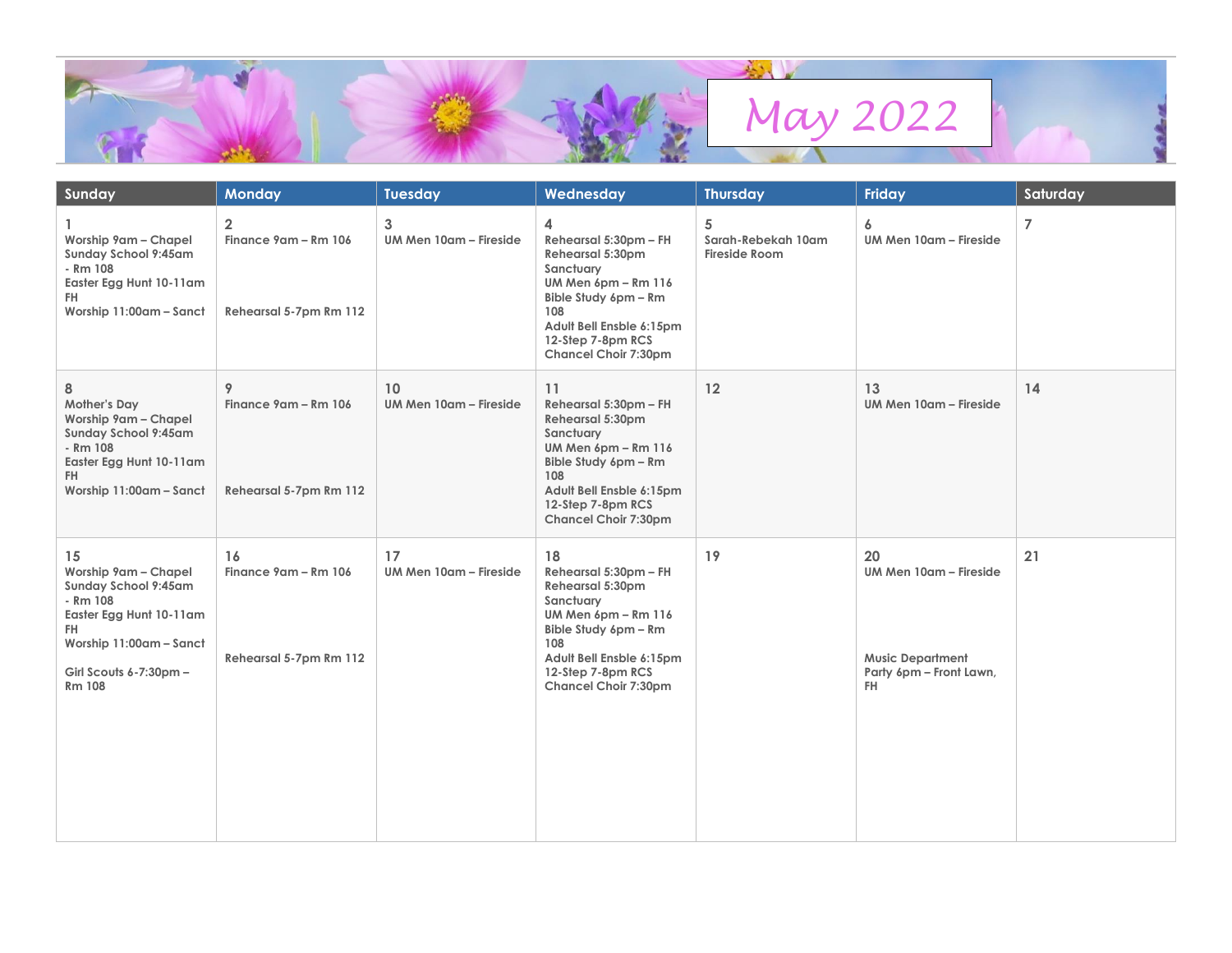# May 2022

| Sunday | Monday | Tuesday | Wednesday | Thursday | Friday | Saturday |
|---|---|---|---|---|---|---|
| 1<br>Worship 9am – Chapel<br>Sunday School 9:45am - Rm 108<br>Easter Egg Hunt 10-11am FH<br>Worship 11:00am – Sanct | 2<br>Finance 9am – Rm 106<br>Rehearsal 5-7pm Rm 112 | 3<br>UM Men 10am – Fireside | 4<br>Rehearsal 5:30pm – FH<br>Rehearsal 5:30pm Sanctuary<br>UM Men 6pm – Rm 116<br>Bible Study 6pm – Rm 108<br>Adult Bell Ensble 6:15pm<br>12-Step 7-8pm RCS<br>Chancel Choir 7:30pm | 5<br>Sarah-Rebekah 10am Fireside Room | 6<br>UM Men 10am – Fireside | 7 |
| 8<br>Mother's Day<br>Worship 9am – Chapel<br>Sunday School 9:45am - Rm 108<br>Easter Egg Hunt 10-11am FH<br>Worship 11:00am – Sanct | 9<br>Finance 9am – Rm 106<br>Rehearsal 5-7pm Rm 112 | 10<br>UM Men 10am – Fireside | 11<br>Rehearsal 5:30pm – FH<br>Rehearsal 5:30pm Sanctuary<br>UM Men 6pm – Rm 116<br>Bible Study 6pm – Rm 108<br>Adult Bell Ensble 6:15pm<br>12-Step 7-8pm RCS<br>Chancel Choir 7:30pm | 12 | 13<br>UM Men 10am – Fireside | 14 |
| 15<br>Worship 9am – Chapel<br>Sunday School 9:45am - Rm 108<br>Easter Egg Hunt 10-11am FH<br>Worship 11:00am – Sanct<br>Girl Scouts 6-7:30pm – Rm 108 | 16<br>Finance 9am – Rm 106<br>Rehearsal 5-7pm Rm 112 | 17<br>UM Men 10am – Fireside | 18<br>Rehearsal 5:30pm – FH<br>Rehearsal 5:30pm Sanctuary<br>UM Men 6pm – Rm 116<br>Bible Study 6pm – Rm 108<br>Adult Bell Ensble 6:15pm<br>12-Step 7-8pm RCS<br>Chancel Choir 7:30pm | 19 | 20<br>UM Men 10am – Fireside<br>Music Department Party 6pm – Front Lawn, FH | 21 |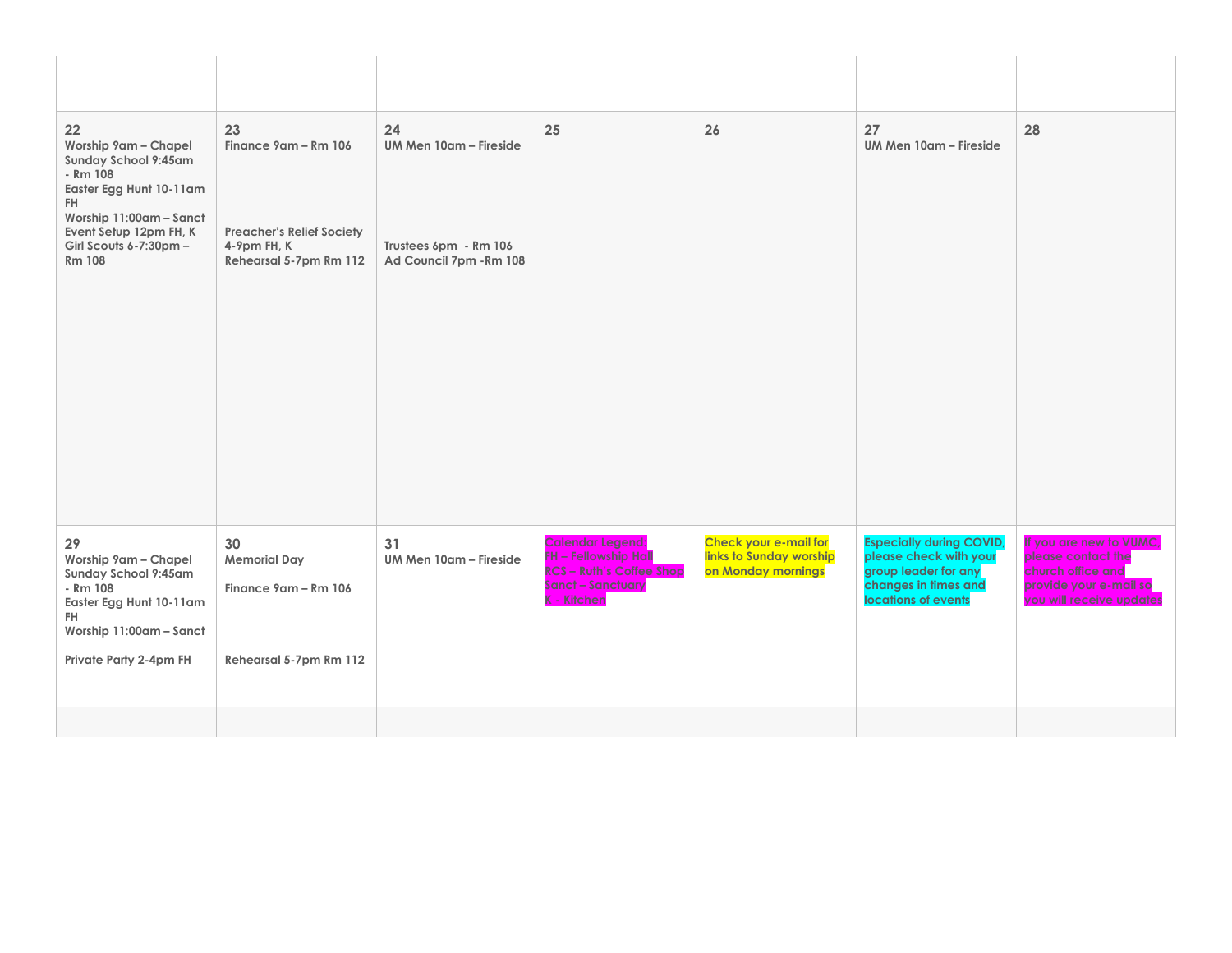| | | | | | | |
|---|---|---|---|---|---|---|
| **22**<br>**Worship 9am – Chapel**<br>**Sunday School 9:45am - Rm 108**<br>**Easter Egg Hunt 10-11am FH**<br>**Worship 11:00am – Sanct**<br>**Event Setup 12pm FH, K**<br>**Girl Scouts 6-7:30pm – Rm 108** | **23**<br>**Finance 9am – Rm 106**<br><br>**Preacher's Relief Society 4-9pm FH, K**<br>**Rehearsal 5-7pm Rm 112** | **24**<br>**UM Men 10am – Fireside**<br><br>**Trustees 6pm - Rm 106**<br>**Ad Council 7pm -Rm 108** | **25** | **26** | **27**<br>**UM Men 10am – Fireside** | **28** |
| **29**<br>**Worship 9am – Chapel**<br>**Sunday School 9:45am - Rm 108**<br>**Easter Egg Hunt 10-11am FH**<br>**Worship 11:00am – Sanct**<br><br>**Private Party 2-4pm FH** | **30**<br>**Memorial Day**<br><br>**Finance 9am – Rm 106**<br><br>**Rehearsal 5-7pm Rm 112** | **31**<br>**UM Men 10am – Fireside** | **Calendar Legend:**<br>**FH – Fellowship Hall**<br>**RCS – Ruth's Coffee Shop**<br>**Sanct – Sanctuary**<br>**K - Kitchen** | **Check your e-mail for links to Sunday worship on Monday mornings** | **Especially during COVID, please check with your group leader for any changes in times and locations of events** | **If you are new to VUMC, please contact the church office and provide your e-mail so you will receive updates** |